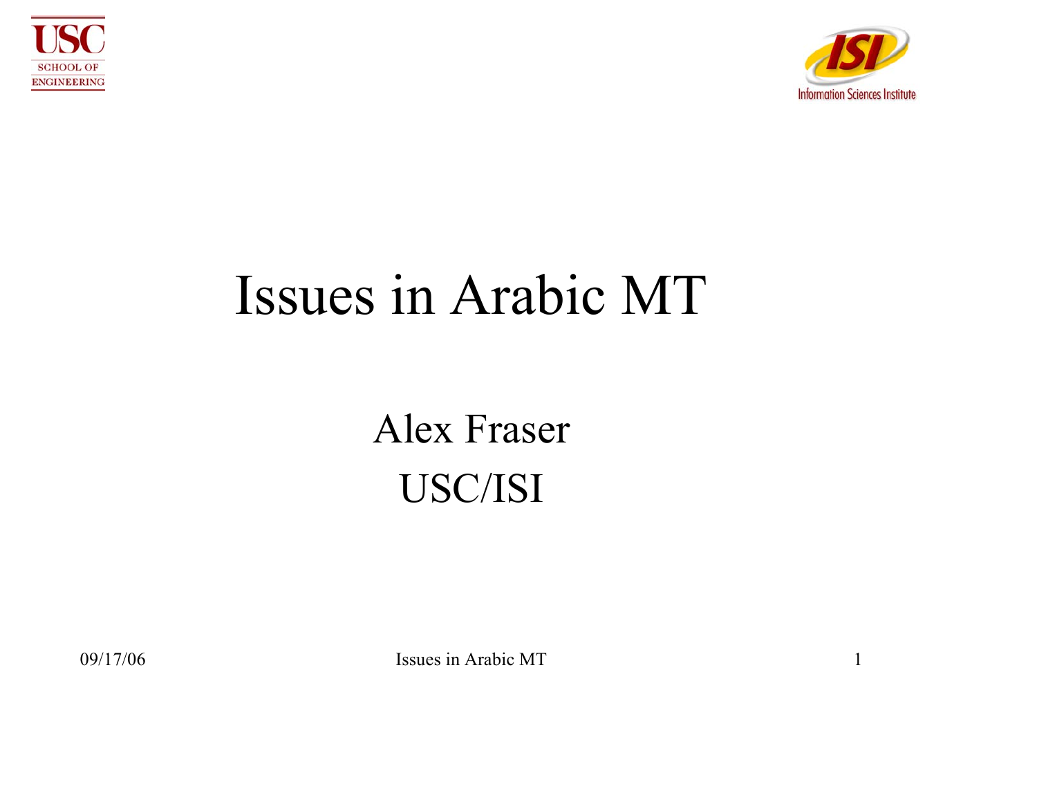# Issues in Arabic MT

Alex Fraser

USC/ISI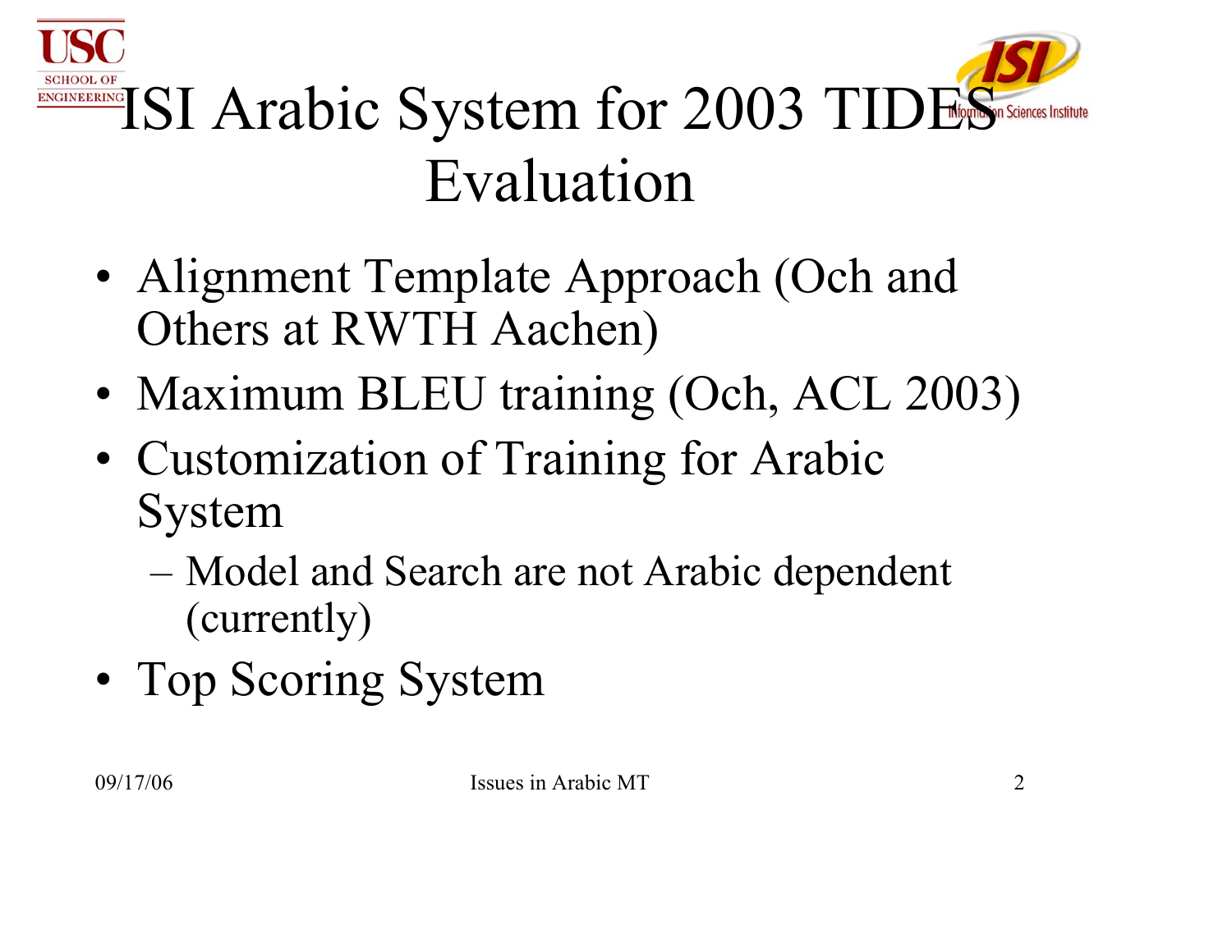# ISI Arabic System for 2003 TIDES Evaluation

- Alignment Template Approach (Och and Others at RWTH Aachen)
- Maximum BLEU training (Och, ACL 2003)
- Customization of Training for Arabic System
  - Model and Search are not Arabic dependent (currently)
- Top Scoring System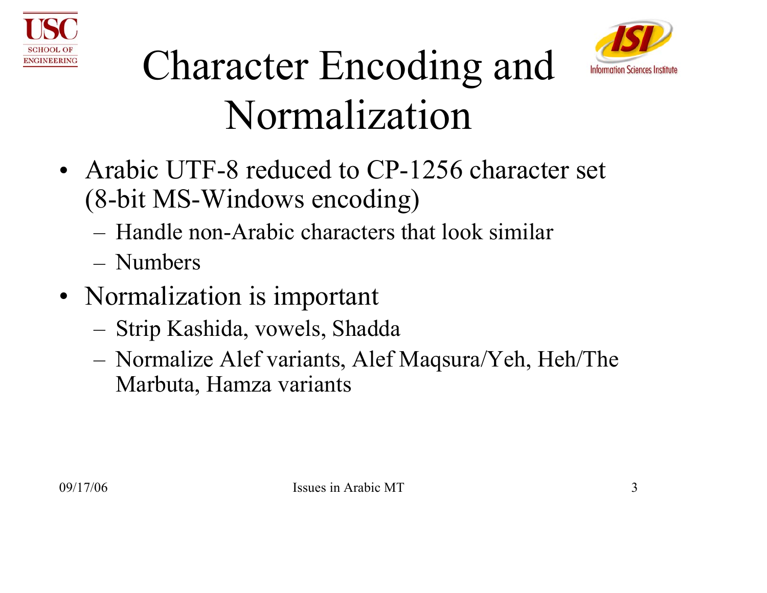# Character Encoding and Normalization

- Arabic UTF-8 reduced to CP-1256 character set (8-bit MS-Windows encoding)
  - Handle non-Arabic characters that look similar
  - Numbers
- Normalization is important
  - Strip Kashida, vowels, Shadda
  - Normalize Alef variants, Alef Maqsura/Yeh, Heh/The Marbuta, Hamza variants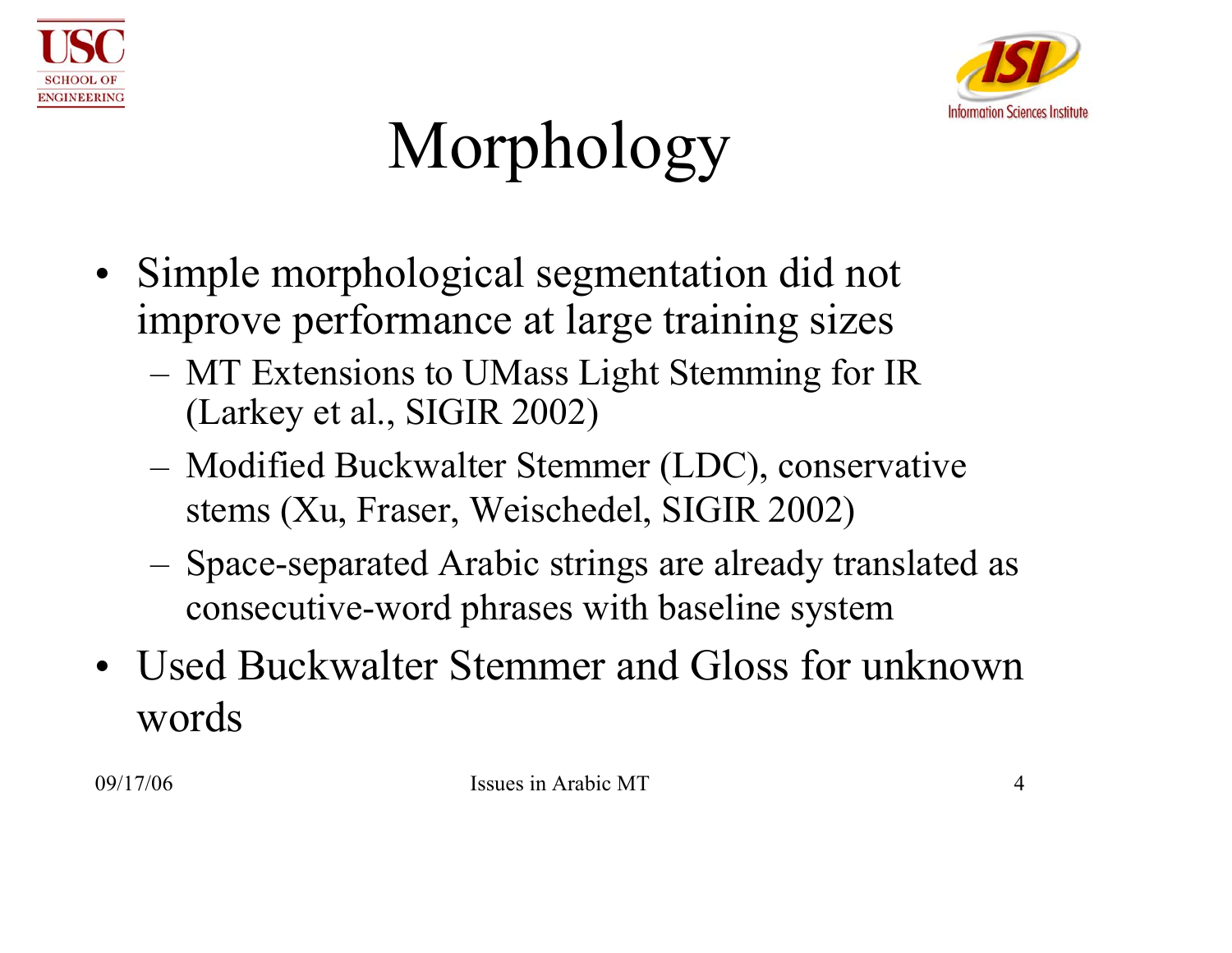# Morphology

- Simple morphological segmentation did not improve performance at large training sizes
  - MT Extensions to UMass Light Stemming for IR (Larkey et al., SIGIR 2002)
  - Modified Buckwalter Stemmer (LDC), conservative stems (Xu, Fraser, Weischedel, SIGIR 2002)
  - Space-separated Arabic strings are already translated as consecutive-word phrases with baseline system
- Used Buckwalter Stemmer and Gloss for unknown words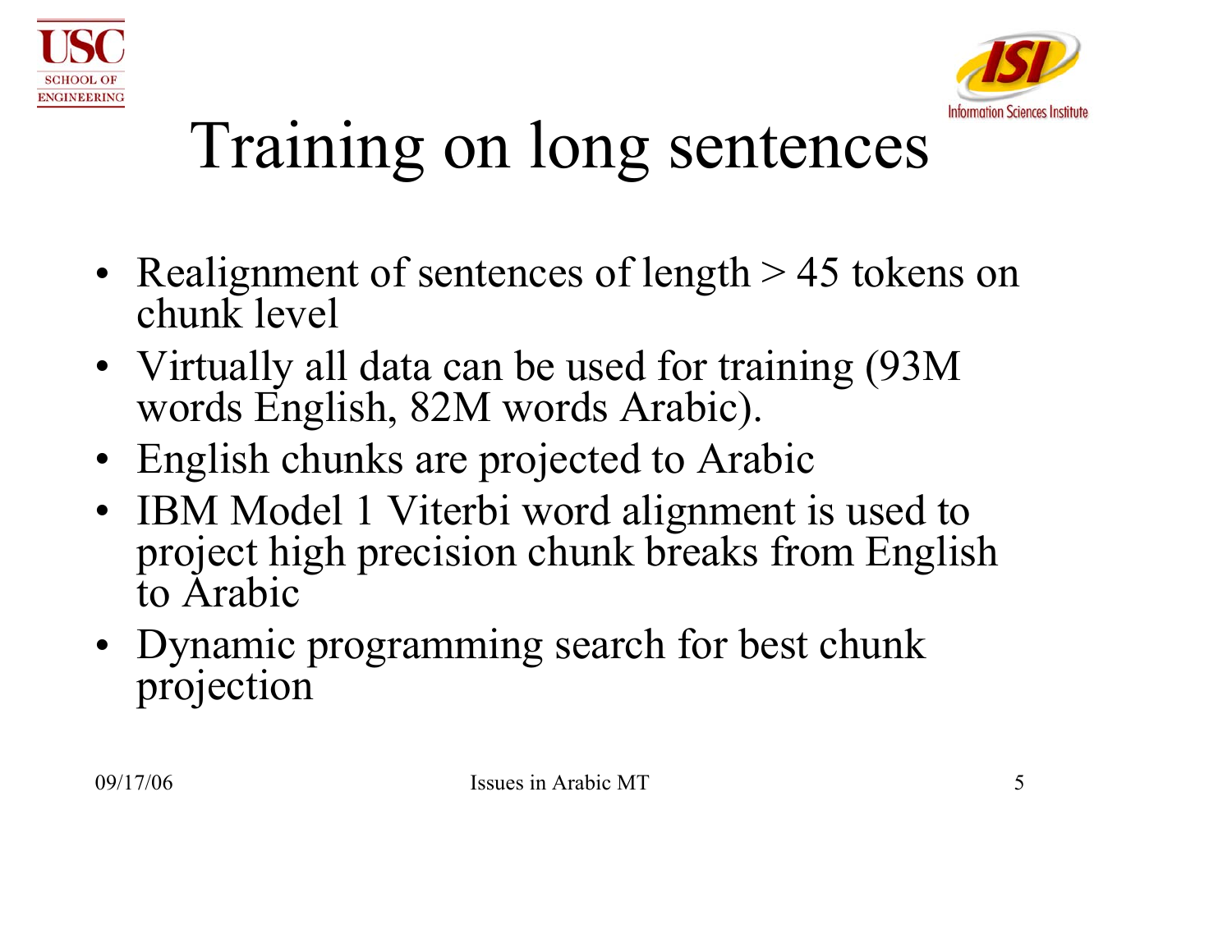# Training on long sentences

- Realignment of sentences of length > 45 tokens on chunk level
- Virtually all data can be used for training (93M words English, 82M words Arabic).
- English chunks are projected to Arabic
- IBM Model 1 Viterbi word alignment is used to project high precision chunk breaks from English to Arabic
- Dynamic programming search for best chunk projection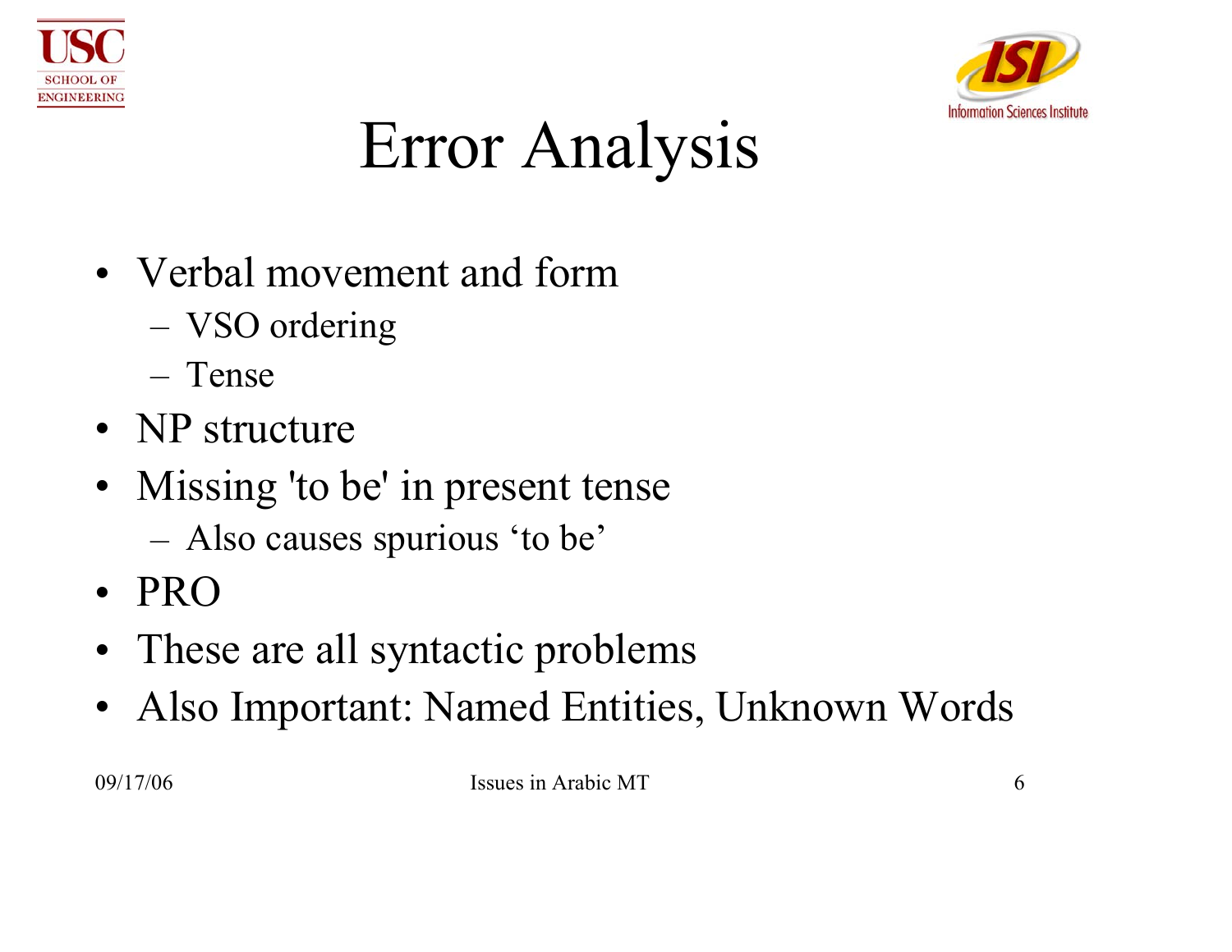# Error Analysis

- Verbal movement and form
  - VSO ordering
  - Tense
- NP structure
- Missing 'to be' in present tense
  - Also causes spurious ‘to be’
- PRO
- These are all syntactic problems
- Also Important: Named Entities, Unknown Words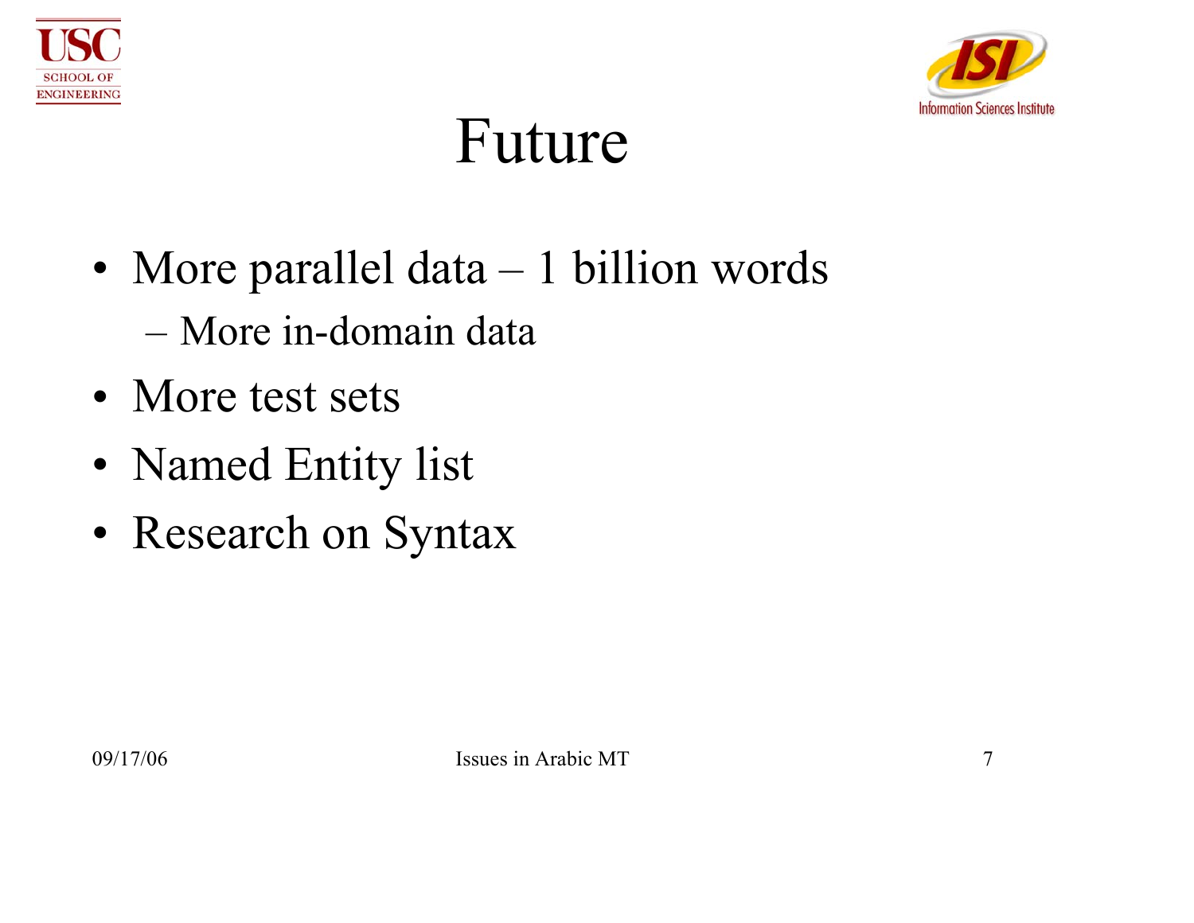# Future

- More parallel data – 1 billion words
  - More in-domain data
- More test sets
- Named Entity list
- Research on Syntax